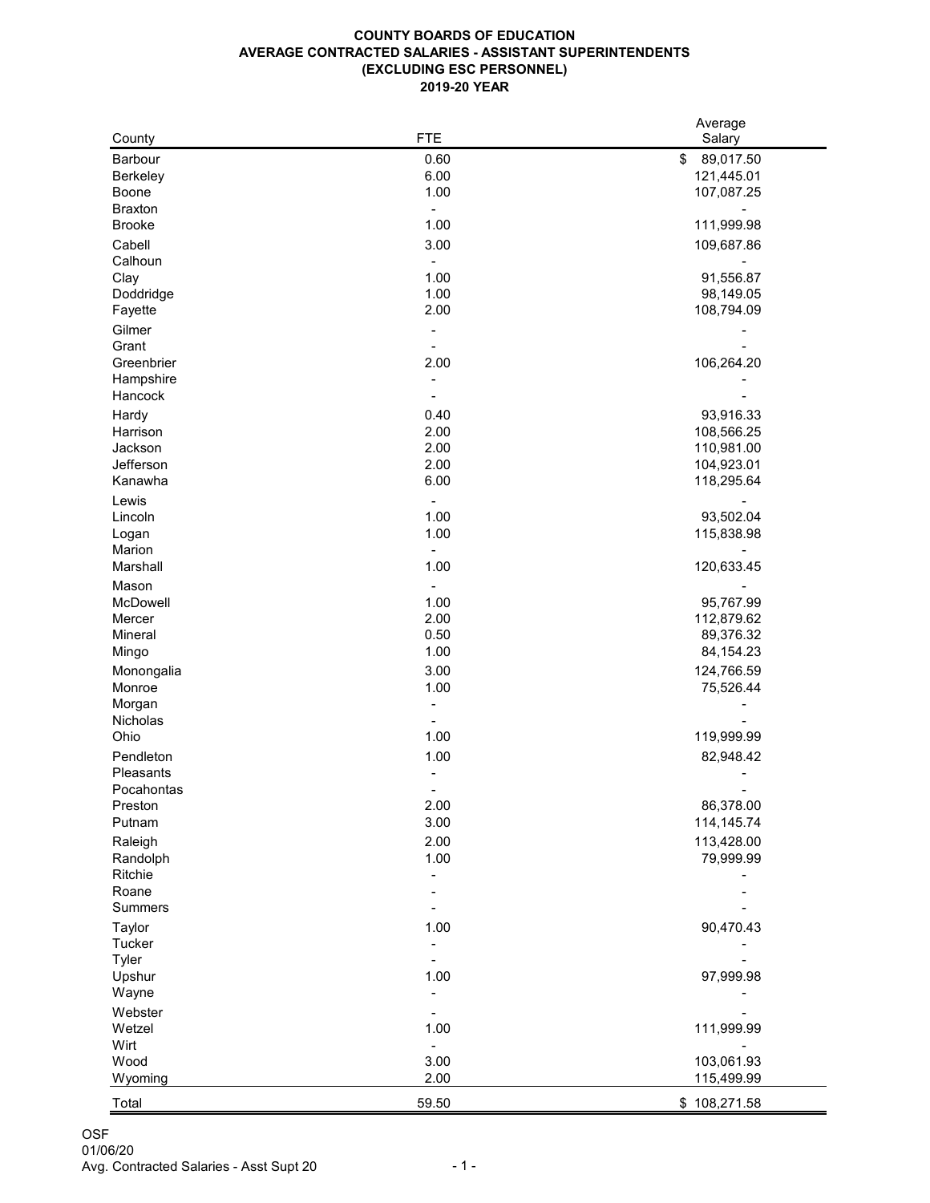**COUNTY BOARDS OF EDUCATION**
**AVERAGE CONTRACTED SALARIES - ASSISTANT SUPERINTENDENTS**
**(EXCLUDING ESC PERSONNEL)**
**2019-20 YEAR**

| County | FTE | Average Salary |
|---|---|---|
| Barbour | 0.60 | $ 89,017.50 |
| Berkeley | 6.00 | 121,445.01 |
| Boone | 1.00 | 107,087.25 |
| Braxton | - | - |
| Brooke | 1.00 | 111,999.98 |
| Cabell | 3.00 | 109,687.86 |
| Calhoun | - | - |
| Clay | 1.00 | 91,556.87 |
| Doddridge | 1.00 | 98,149.05 |
| Fayette | 2.00 | 108,794.09 |
| Gilmer | - | - |
| Grant | - | - |
| Greenbrier | 2.00 | 106,264.20 |
| Hampshire | - | - |
| Hancock | - | - |
| Hardy | 0.40 | 93,916.33 |
| Harrison | 2.00 | 108,566.25 |
| Jackson | 2.00 | 110,981.00 |
| Jefferson | 2.00 | 104,923.01 |
| Kanawha | 6.00 | 118,295.64 |
| Lewis | - | - |
| Lincoln | 1.00 | 93,502.04 |
| Logan | 1.00 | 115,838.98 |
| Marion | - | - |
| Marshall | 1.00 | 120,633.45 |
| Mason | - | - |
| McDowell | 1.00 | 95,767.99 |
| Mercer | 2.00 | 112,879.62 |
| Mineral | 0.50 | 89,376.32 |
| Mingo | 1.00 | 84,154.23 |
| Monongalia | 3.00 | 124,766.59 |
| Monroe | 1.00 | 75,526.44 |
| Morgan | - | - |
| Nicholas | - | - |
| Ohio | 1.00 | 119,999.99 |
| Pendleton | 1.00 | 82,948.42 |
| Pleasants | - | - |
| Pocahontas | - | - |
| Preston | 2.00 | 86,378.00 |
| Putnam | 3.00 | 114,145.74 |
| Raleigh | 2.00 | 113,428.00 |
| Randolph | 1.00 | 79,999.99 |
| Ritchie | - | - |
| Roane | - | - |
| Summers | - | - |
| Taylor | 1.00 | 90,470.43 |
| Tucker | - | - |
| Tyler | - | - |
| Upshur | 1.00 | 97,999.98 |
| Wayne | - | - |
| Webster | - | - |
| Wetzel | 1.00 | 111,999.99 |
| Wirt | - | - |
| Wood | 3.00 | 103,061.93 |
| Wyoming | 2.00 | 115,499.99 |
| Total | 59.50 | $ 108,271.58 |

OSF
01/06/20
Avg. Contracted Salaries - Asst Supt 20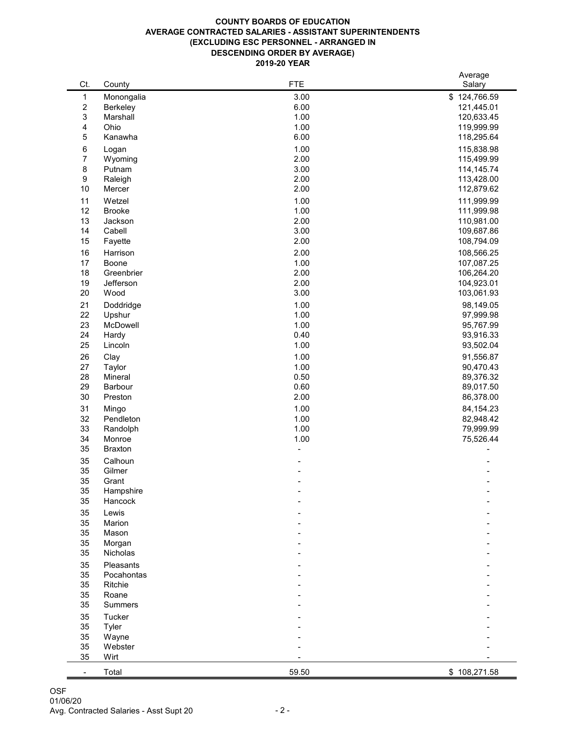**COUNTY BOARDS OF EDUCATION**
**AVERAGE CONTRACTED SALARIES - ASSISTANT SUPERINTENDENTS**
**(EXCLUDING ESC PERSONNEL - ARRANGED IN DESCENDING ORDER BY AVERAGE)**
**2019-20 YEAR**

| Ct. | County | FTE | Average Salary |
|---|---|---|---|
| 1 | Monongalia | 3.00 | $ 124,766.59 |
| 2 | Berkeley | 6.00 | 121,445.01 |
| 3 | Marshall | 1.00 | 120,633.45 |
| 4 | Ohio | 1.00 | 119,999.99 |
| 5 | Kanawha | 6.00 | 118,295.64 |
| 6 | Logan | 1.00 | 115,838.98 |
| 7 | Wyoming | 2.00 | 115,499.99 |
| 8 | Putnam | 3.00 | 114,145.74 |
| 9 | Raleigh | 2.00 | 113,428.00 |
| 10 | Mercer | 2.00 | 112,879.62 |
| 11 | Wetzel | 1.00 | 111,999.99 |
| 12 | Brooke | 1.00 | 111,999.98 |
| 13 | Jackson | 2.00 | 110,981.00 |
| 14 | Cabell | 3.00 | 109,687.86 |
| 15 | Fayette | 2.00 | 108,794.09 |
| 16 | Harrison | 2.00 | 108,566.25 |
| 17 | Boone | 1.00 | 107,087.25 |
| 18 | Greenbrier | 2.00 | 106,264.20 |
| 19 | Jefferson | 2.00 | 104,923.01 |
| 20 | Wood | 3.00 | 103,061.93 |
| 21 | Doddridge | 1.00 | 98,149.05 |
| 22 | Upshur | 1.00 | 97,999.98 |
| 23 | McDowell | 1.00 | 95,767.99 |
| 24 | Hardy | 0.40 | 93,916.33 |
| 25 | Lincoln | 1.00 | 93,502.04 |
| 26 | Clay | 1.00 | 91,556.87 |
| 27 | Taylor | 1.00 | 90,470.43 |
| 28 | Mineral | 0.50 | 89,376.32 |
| 29 | Barbour | 0.60 | 89,017.50 |
| 30 | Preston | 2.00 | 86,378.00 |
| 31 | Mingo | 1.00 | 84,154.23 |
| 32 | Pendleton | 1.00 | 82,948.42 |
| 33 | Randolph | 1.00 | 79,999.99 |
| 34 | Monroe | 1.00 | 75,526.44 |
| 35 | Braxton | - | - |
| 35 | Calhoun | - | - |
| 35 | Gilmer | - | - |
| 35 | Grant | - | - |
| 35 | Hampshire | - | - |
| 35 | Hancock | - | - |
| 35 | Lewis | - | - |
| 35 | Marion | - | - |
| 35 | Mason | - | - |
| 35 | Morgan | - | - |
| 35 | Nicholas | - | - |
| 35 | Pleasants | - | - |
| 35 | Pocahontas | - | - |
| 35 | Ritchie | - | - |
| 35 | Roane | - | - |
| 35 | Summers | - | - |
| 35 | Tucker | - | - |
| 35 | Tyler | - | - |
| 35 | Wayne | - | - |
| 35 | Webster | - | - |
| 35 | Wirt | - | - |
| - | Total | 59.50 | $ 108,271.58 |

OSF
01/06/20
Avg. Contracted Salaries - Asst Supt 20